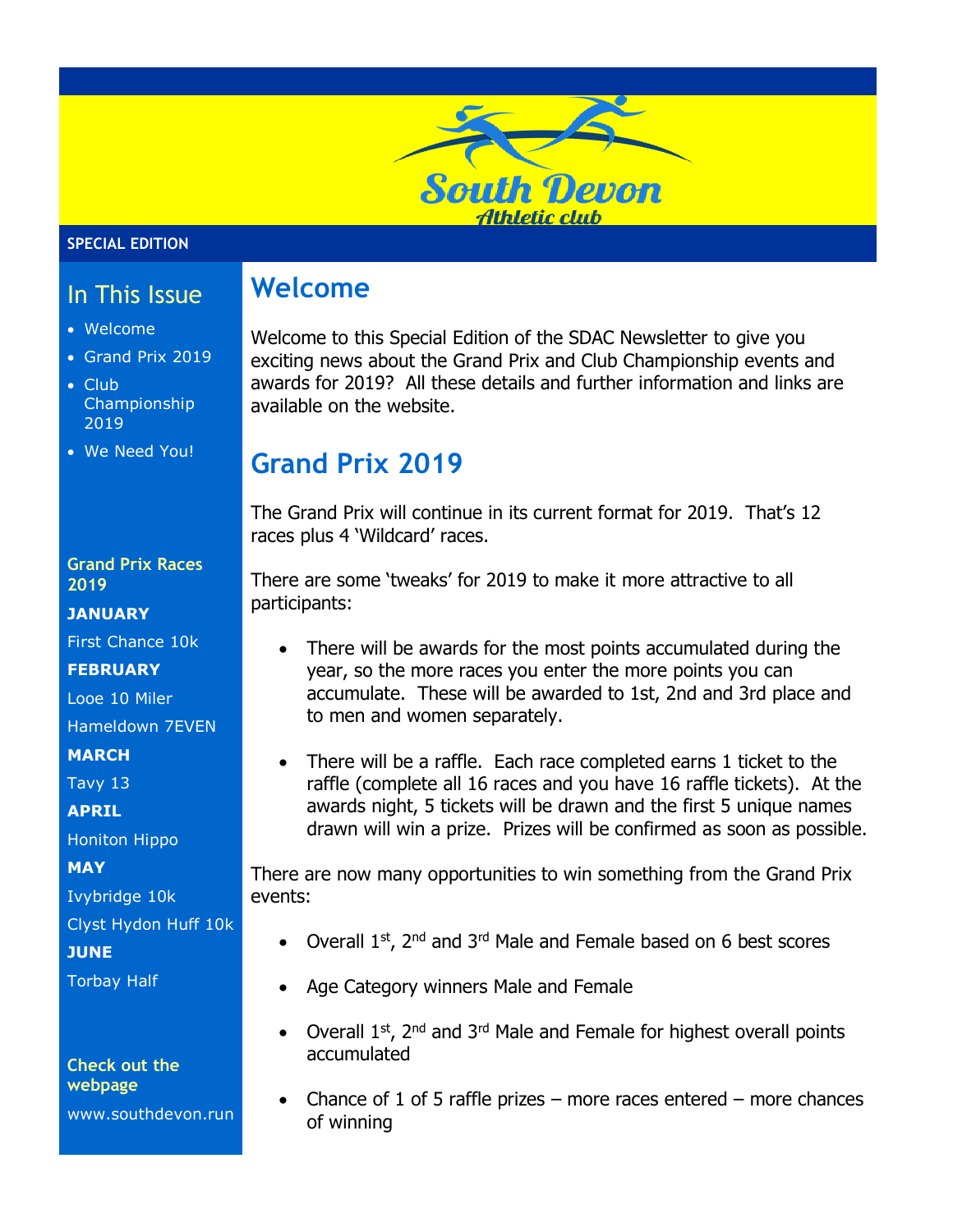SPECIAL EDITION

## In This Issue

- Welcome
- Grand Prix 2019
- Club Championship 2019
- We Need You!

**Grand Prix Races 2019**

**JANUARY**

First Chance 10k

**FEBRUARY**

Looe 10 Miler

Hameldown 7EVEN

**MARCH**

Tavy 13

**APRIL**

Honiton Hippo

**MAY**

Ivybridge 10k

Clyst Hydon Huff 10k

**JUNE**

Torbay Half

**Check out the webpage**

www.southdevon.run

# Welcome

Welcome to this Special Edition of the SDAC Newsletter to give you exciting news about the Grand Prix and Club Championship events and awards for 2019? All these details and further information and links are available on the website.

# Grand Prix 2019

The Grand Prix will continue in its current format for 2019. That's 12 races plus 4 'Wildcard' races.

There are some 'tweaks' for 2019 to make it more attractive to all participants:

- There will be awards for the most points accumulated during the year, so the more races you enter the more points you can accumulate. These will be awarded to 1st, 2nd and 3rd place and to men and women separately.
- There will be a raffle. Each race completed earns 1 ticket to the raffle (complete all 16 races and you have 16 raffle tickets). At the awards night, 5 tickets will be drawn and the first 5 unique names drawn will win a prize. Prizes will be confirmed as soon as possible.

There are now many opportunities to win something from the Grand Prix events:

- Overall 1st, 2nd and 3rd Male and Female based on 6 best scores
- Age Category winners Male and Female
- Overall 1st, 2nd and 3rd Male and Female for highest overall points accumulated
- Chance of 1 of 5 raffle prizes – more races entered – more chances of winning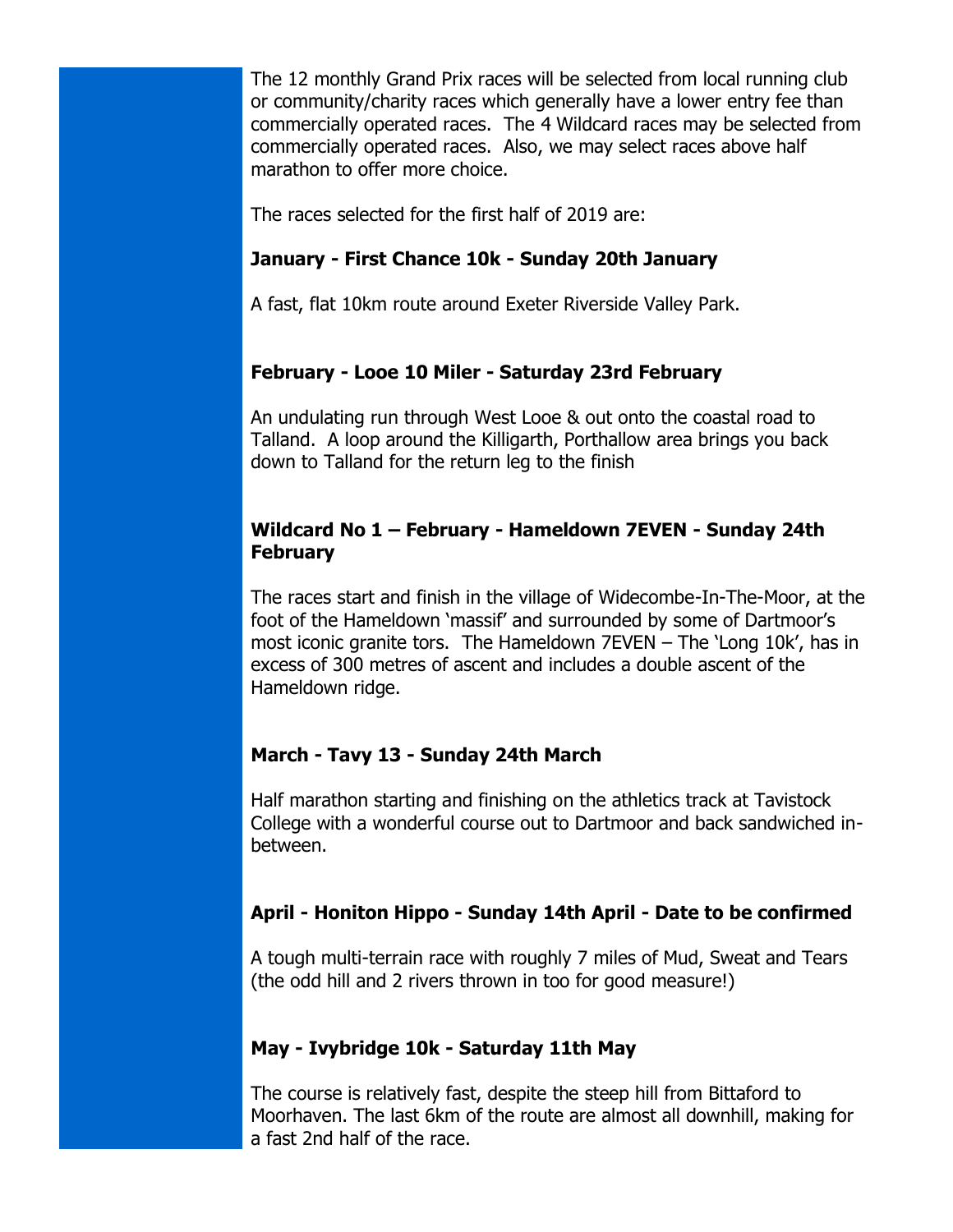The 12 monthly Grand Prix races will be selected from local running club or community/charity races which generally have a lower entry fee than commercially operated races. The 4 Wildcard races may be selected from commercially operated races. Also, we may select races above half marathon to offer more choice.

The races selected for the first half of 2019 are:

**January - First Chance 10k - Sunday 20th January**

A fast, flat 10km route around Exeter Riverside Valley Park.

**February - Looe 10 Miler - Saturday 23rd February**

An undulating run through West Looe & out onto the coastal road to Talland. A loop around the Killigarth, Porthallow area brings you back down to Talland for the return leg to the finish

**Wildcard No 1 – February - Hameldown 7EVEN - Sunday 24th February**

The races start and finish in the village of Widecombe-In-The-Moor, at the foot of the Hameldown 'massif' and surrounded by some of Dartmoor's most iconic granite tors. The Hameldown 7EVEN – The 'Long 10k', has in excess of 300 metres of ascent and includes a double ascent of the Hameldown ridge.

**March - Tavy 13 - Sunday 24th March**

Half marathon starting and finishing on the athletics track at Tavistock College with a wonderful course out to Dartmoor and back sandwiched in-between.

**April - Honiton Hippo - Sunday 14th April - Date to be confirmed**

A tough multi-terrain race with roughly 7 miles of Mud, Sweat and Tears (the odd hill and 2 rivers thrown in too for good measure!)

**May - Ivybridge 10k - Saturday 11th May**

The course is relatively fast, despite the steep hill from Bittaford to Moorhaven. The last 6km of the route are almost all downhill, making for a fast 2nd half of the race.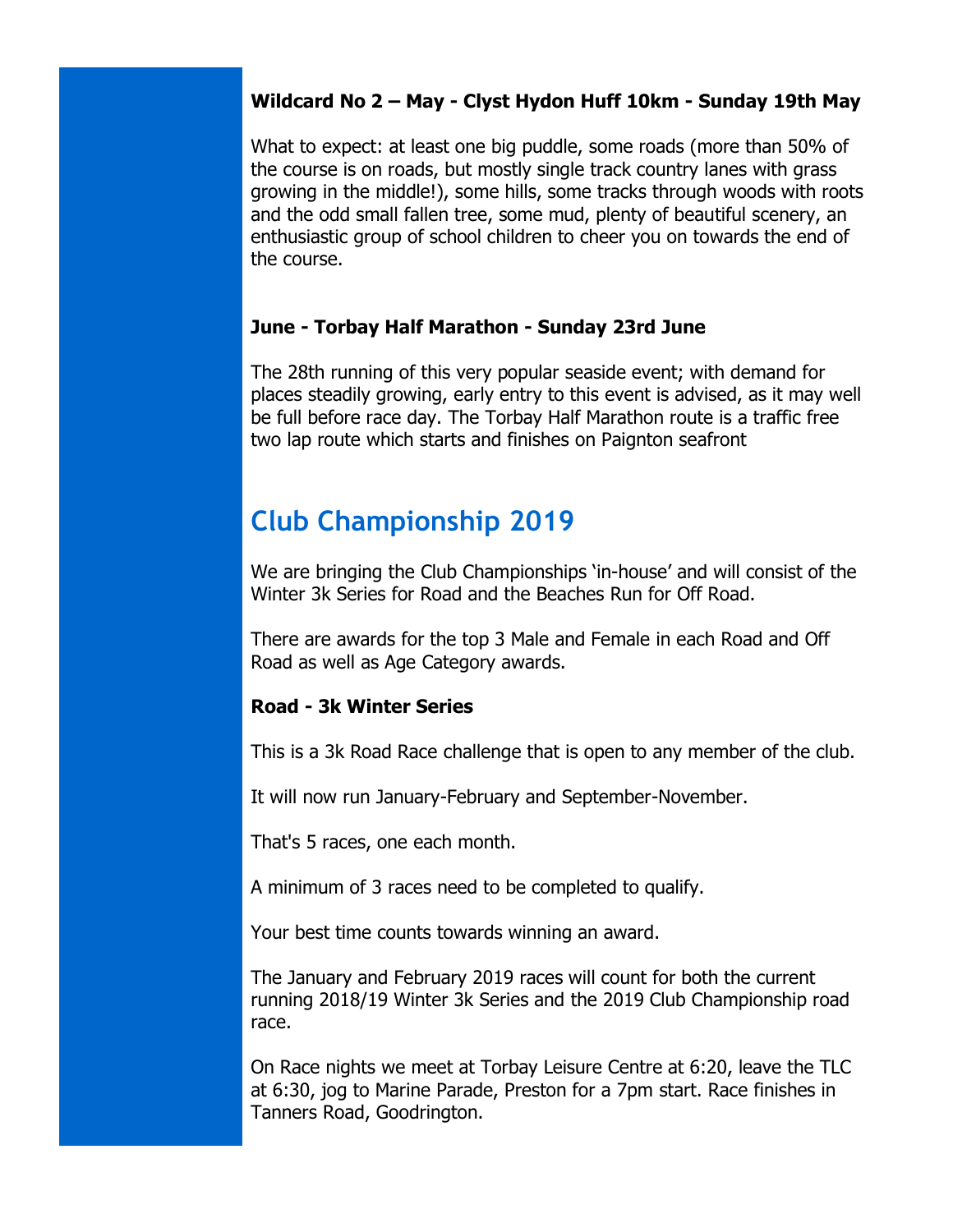**Wildcard No 2 – May - Clyst Hydon Huff 10km - Sunday 19th May**

What to expect: at least one big puddle, some roads (more than 50% of the course is on roads, but mostly single track country lanes with grass growing in the middle!), some hills, some tracks through woods with roots and the odd small fallen tree, some mud, plenty of beautiful scenery, an enthusiastic group of school children to cheer you on towards the end of the course.

**June - Torbay Half Marathon - Sunday 23rd June**

The 28th running of this very popular seaside event; with demand for places steadily growing, early entry to this event is advised, as it may well be full before race day. The Torbay Half Marathon route is a traffic free two lap route which starts and finishes on Paignton seafront

## Club Championship 2019

We are bringing the Club Championships 'in-house' and will consist of the Winter 3k Series for Road and the Beaches Run for Off Road.

There are awards for the top 3 Male and Female in each Road and Off Road as well as Age Category awards.

**Road - 3k Winter Series**

This is a 3k Road Race challenge that is open to any member of the club.

It will now run January-February and September-November.

That's 5 races, one each month.

A minimum of 3 races need to be completed to qualify.

Your best time counts towards winning an award.

The January and February 2019 races will count for both the current running 2018/19 Winter 3k Series and the 2019 Club Championship road race.

On Race nights we meet at Torbay Leisure Centre at 6:20, leave the TLC at 6:30, jog to Marine Parade, Preston for a 7pm start. Race finishes in Tanners Road, Goodrington.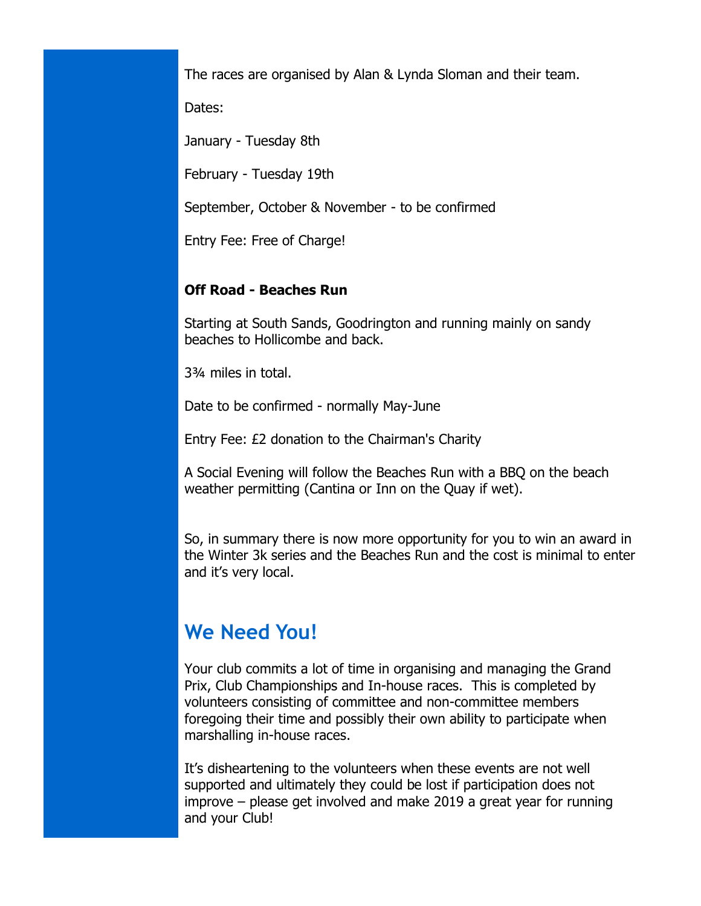The races are organised by Alan & Lynda Sloman and their team.

Dates:

January - Tuesday 8th

February - Tuesday 19th

September, October & November - to be confirmed

Entry Fee: Free of Charge!

**Off Road - Beaches Run**

Starting at South Sands, Goodrington and running mainly on sandy beaches to Hollicombe and back.

3¾ miles in total.

Date to be confirmed - normally May-June

Entry Fee: £2 donation to the Chairman's Charity

A Social Evening will follow the Beaches Run with a BBQ on the beach weather permitting (Cantina or Inn on the Quay if wet).

So, in summary there is now more opportunity for you to win an award in the Winter 3k series and the Beaches Run and the cost is minimal to enter and it's very local.

## We Need You!

Your club commits a lot of time in organising and managing the Grand Prix, Club Championships and In-house races. This is completed by volunteers consisting of committee and non-committee members foregoing their time and possibly their own ability to participate when marshalling in-house races.

It's disheartening to the volunteers when these events are not well supported and ultimately they could be lost if participation does not improve – please get involved and make 2019 a great year for running and your Club!